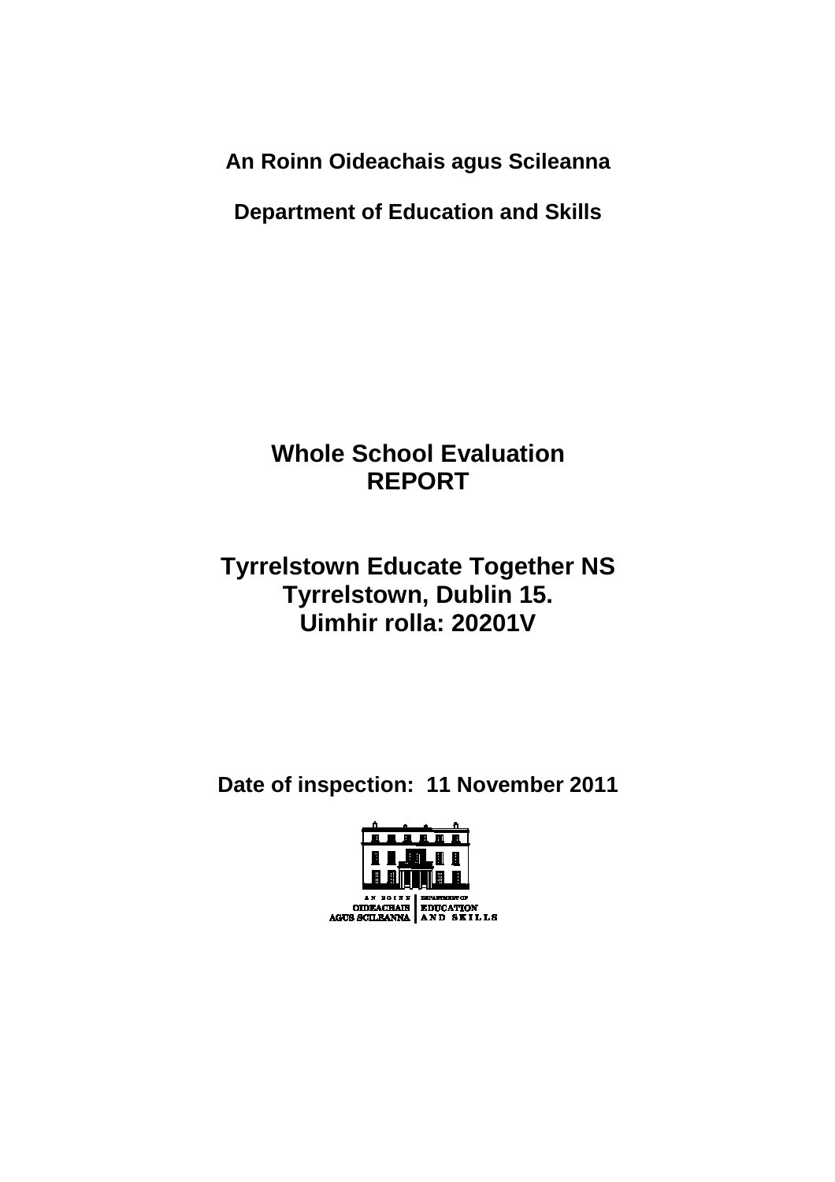**An Roinn Oideachais agus Scileanna**

**Department of Education and Skills**

# Whole School Evaluation
# REPORT

## Tyrrelstown Educate Together NS
## Tyrrelstown, Dublin 15.
## Uimhir rolla: 20201V

**Date of inspection: 11 November 2011**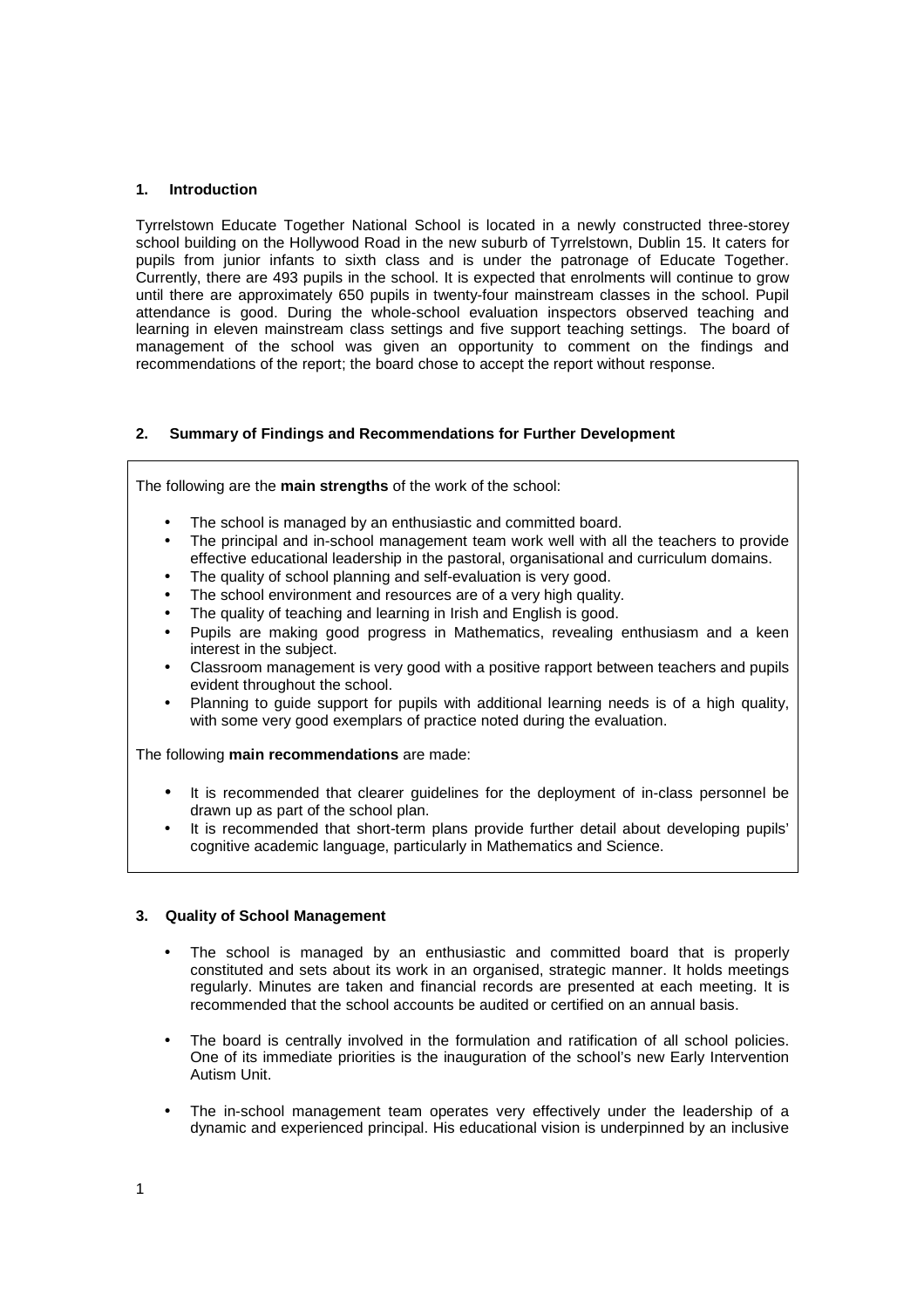## 1. Introduction

Tyrrelstown Educate Together National School is located in a newly constructed three-storey school building on the Hollywood Road in the new suburb of Tyrrelstown, Dublin 15. It caters for pupils from junior infants to sixth class and is under the patronage of Educate Together. Currently, there are 493 pupils in the school. It is expected that enrolments will continue to grow until there are approximately 650 pupils in twenty-four mainstream classes in the school. Pupil attendance is good. During the whole-school evaluation inspectors observed teaching and learning in eleven mainstream class settings and five support teaching settings. The board of management of the school was given an opportunity to comment on the findings and recommendations of the report; the board chose to accept the report without response.

## 2. Summary of Findings and Recommendations for Further Development

The following are the **main strengths** of the work of the school:

- The school is managed by an enthusiastic and committed board.
- The principal and in-school management team work well with all the teachers to provide effective educational leadership in the pastoral, organisational and curriculum domains.
- The quality of school planning and self-evaluation is very good.
- The school environment and resources are of a very high quality.
- The quality of teaching and learning in Irish and English is good.
- Pupils are making good progress in Mathematics, revealing enthusiasm and a keen interest in the subject.
- Classroom management is very good with a positive rapport between teachers and pupils evident throughout the school.
- Planning to guide support for pupils with additional learning needs is of a high quality, with some very good exemplars of practice noted during the evaluation.

The following **main recommendations** are made:

- It is recommended that clearer guidelines for the deployment of in-class personnel be drawn up as part of the school plan.
- It is recommended that short-term plans provide further detail about developing pupils' cognitive academic language, particularly in Mathematics and Science.

## 3. Quality of School Management

- The school is managed by an enthusiastic and committed board that is properly constituted and sets about its work in an organised, strategic manner. It holds meetings regularly. Minutes are taken and financial records are presented at each meeting. It is recommended that the school accounts be audited or certified on an annual basis.

- The board is centrally involved in the formulation and ratification of all school policies. One of its immediate priorities is the inauguration of the school's new Early Intervention Autism Unit.

- The in-school management team operates very effectively under the leadership of a dynamic and experienced principal. His educational vision is underpinned by an inclusive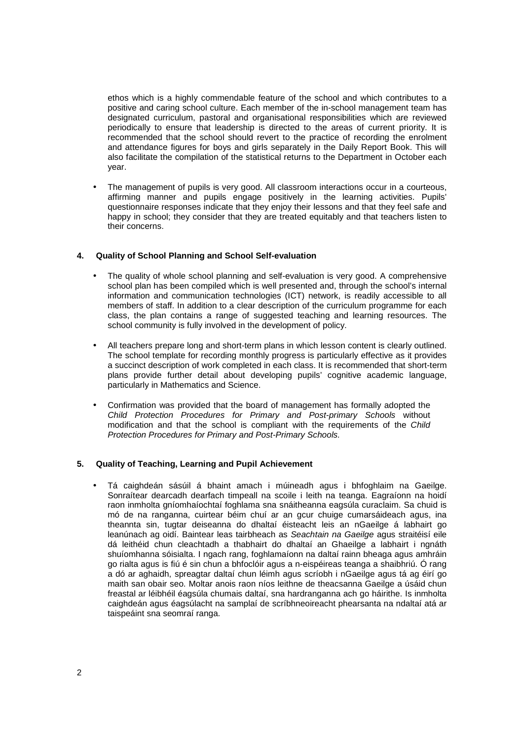ethos which is a highly commendable feature of the school and which contributes to a positive and caring school culture. Each member of the in-school management team has designated curriculum, pastoral and organisational responsibilities which are reviewed periodically to ensure that leadership is directed to the areas of current priority. It is recommended that the school should revert to the practice of recording the enrolment and attendance figures for boys and girls separately in the Daily Report Book. This will also facilitate the compilation of the statistical returns to the Department in October each year.

- The management of pupils is very good. All classroom interactions occur in a courteous, affirming manner and pupils engage positively in the learning activities. Pupils' questionnaire responses indicate that they enjoy their lessons and that they feel safe and happy in school; they consider that they are treated equitably and that teachers listen to their concerns.

### 4. Quality of School Planning and School Self-evaluation

- The quality of whole school planning and self-evaluation is very good. A comprehensive school plan has been compiled which is well presented and, through the school's internal information and communication technologies (ICT) network, is readily accessible to all members of staff. In addition to a clear description of the curriculum programme for each class, the plan contains a range of suggested teaching and learning resources. The school community is fully involved in the development of policy.
- All teachers prepare long and short-term plans in which lesson content is clearly outlined. The school template for recording monthly progress is particularly effective as it provides a succinct description of work completed in each class. It is recommended that short-term plans provide further detail about developing pupils' cognitive academic language, particularly in Mathematics and Science.
- Confirmation was provided that the board of management has formally adopted the *Child Protection Procedures for Primary and Post-primary Schools* without modification and that the school is compliant with the requirements of the *Child Protection Procedures for Primary and Post-Primary Schools.*

### 5. Quality of Teaching, Learning and Pupil Achievement

- Tá caighdeán sásúil á bhaint amach i múineadh agus i bhfoghlaim na Gaeilge. Sonraítear dearcadh dearfach timpeall na scoile i leith na teanga. Eagraíonn na hoidí raon inmholta gníomhaíochtaí foghlama sna snáitheanna eagsúla curaclaim. Sa chuid is mó de na ranganna, cuirtear béim chuí ar an gcur chuige cumarsáideach agus, ina theannta sin, tugtar deiseanna do dhaltaí éisteacht leis an nGaeilge á labhairt go leanúnach ag oidí. Baintear leas tairbheach as *Seachtain na Gaeilge* agus straitéisí eile dá leithéid chun cleachtadh a thabhairt do dhaltaí an Ghaeilge a labhairt i ngnáth shuíomhanna sóisialta. I ngach rang, foghlamaíonn na daltaí rainn bheaga agus amhráin go rialta agus is fiú é sin chun a bhfoclóir agus a n-eispéireas teanga a shaibhriú. Ó rang a dó ar aghaidh, spreagtar daltaí chun léimh agus scríobh i nGaeilge agus tá ag éirí go maith san obair seo. Moltar anois raon níos leithne de theacsanna Gaeilge a úsáid chun freastal ar léibhéil éagsúla chumais daltaí, sna hardranganna ach go háirithe. Is inmholta caighdeán agus éagsúlacht na samplaí de scríbhneoireacht phearsanta na ndaltaí atá ar taispeáint sna seomraí ranga.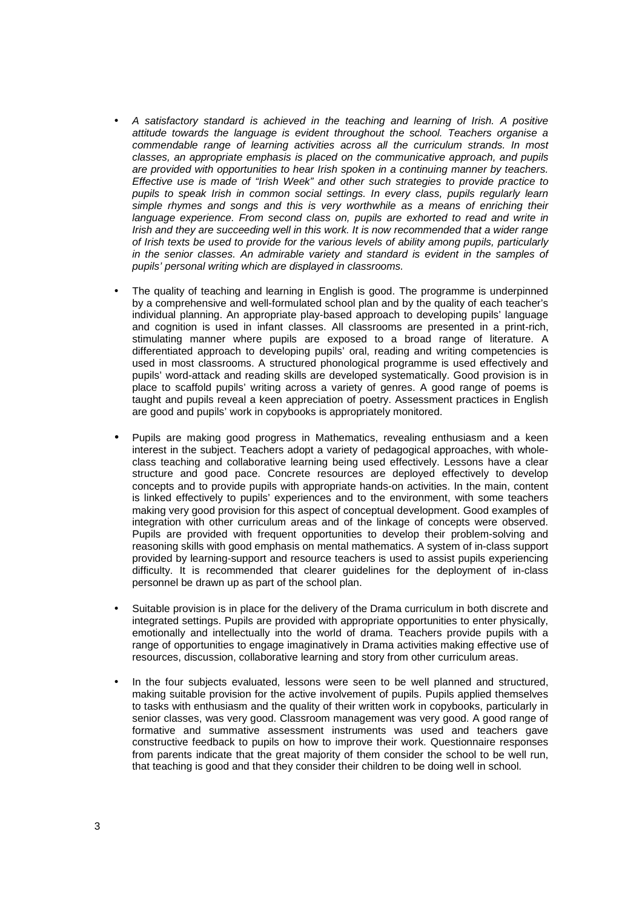- *A satisfactory standard is achieved in the teaching and learning of Irish. A positive attitude towards the language is evident throughout the school. Teachers organise a commendable range of learning activities across all the curriculum strands. In most classes, an appropriate emphasis is placed on the communicative approach, and pupils are provided with opportunities to hear Irish spoken in a continuing manner by teachers. Effective use is made of "Irish Week" and other such strategies to provide practice to pupils to speak Irish in common social settings. In every class, pupils regularly learn simple rhymes and songs and this is very worthwhile as a means of enriching their language experience. From second class on, pupils are exhorted to read and write in Irish and they are succeeding well in this work. It is now recommended that a wider range of Irish texts be used to provide for the various levels of ability among pupils, particularly in the senior classes. An admirable variety and standard is evident in the samples of pupils' personal writing which are displayed in classrooms.*

- The quality of teaching and learning in English is good. The programme is underpinned by a comprehensive and well-formulated school plan and by the quality of each teacher's individual planning. An appropriate play-based approach to developing pupils' language and cognition is used in infant classes. All classrooms are presented in a print-rich, stimulating manner where pupils are exposed to a broad range of literature. A differentiated approach to developing pupils' oral, reading and writing competencies is used in most classrooms. A structured phonological programme is used effectively and pupils' word-attack and reading skills are developed systematically. Good provision is in place to scaffold pupils' writing across a variety of genres. A good range of poems is taught and pupils reveal a keen appreciation of poetry. Assessment practices in English are good and pupils' work in copybooks is appropriately monitored.

- Pupils are making good progress in Mathematics, revealing enthusiasm and a keen interest in the subject. Teachers adopt a variety of pedagogical approaches, with whole-class teaching and collaborative learning being used effectively. Lessons have a clear structure and good pace. Concrete resources are deployed effectively to develop concepts and to provide pupils with appropriate hands-on activities. In the main, content is linked effectively to pupils' experiences and to the environment, with some teachers making very good provision for this aspect of conceptual development. Good examples of integration with other curriculum areas and of the linkage of concepts were observed. Pupils are provided with frequent opportunities to develop their problem-solving and reasoning skills with good emphasis on mental mathematics. A system of in-class support provided by learning-support and resource teachers is used to assist pupils experiencing difficulty. It is recommended that clearer guidelines for the deployment of in-class personnel be drawn up as part of the school plan.

- Suitable provision is in place for the delivery of the Drama curriculum in both discrete and integrated settings. Pupils are provided with appropriate opportunities to enter physically, emotionally and intellectually into the world of drama. Teachers provide pupils with a range of opportunities to engage imaginatively in Drama activities making effective use of resources, discussion, collaborative learning and story from other curriculum areas.

- In the four subjects evaluated, lessons were seen to be well planned and structured, making suitable provision for the active involvement of pupils. Pupils applied themselves to tasks with enthusiasm and the quality of their written work in copybooks, particularly in senior classes, was very good. Classroom management was very good. A good range of formative and summative assessment instruments was used and teachers gave constructive feedback to pupils on how to improve their work. Questionnaire responses from parents indicate that the great majority of them consider the school to be well run, that teaching is good and that they consider their children to be doing well in school.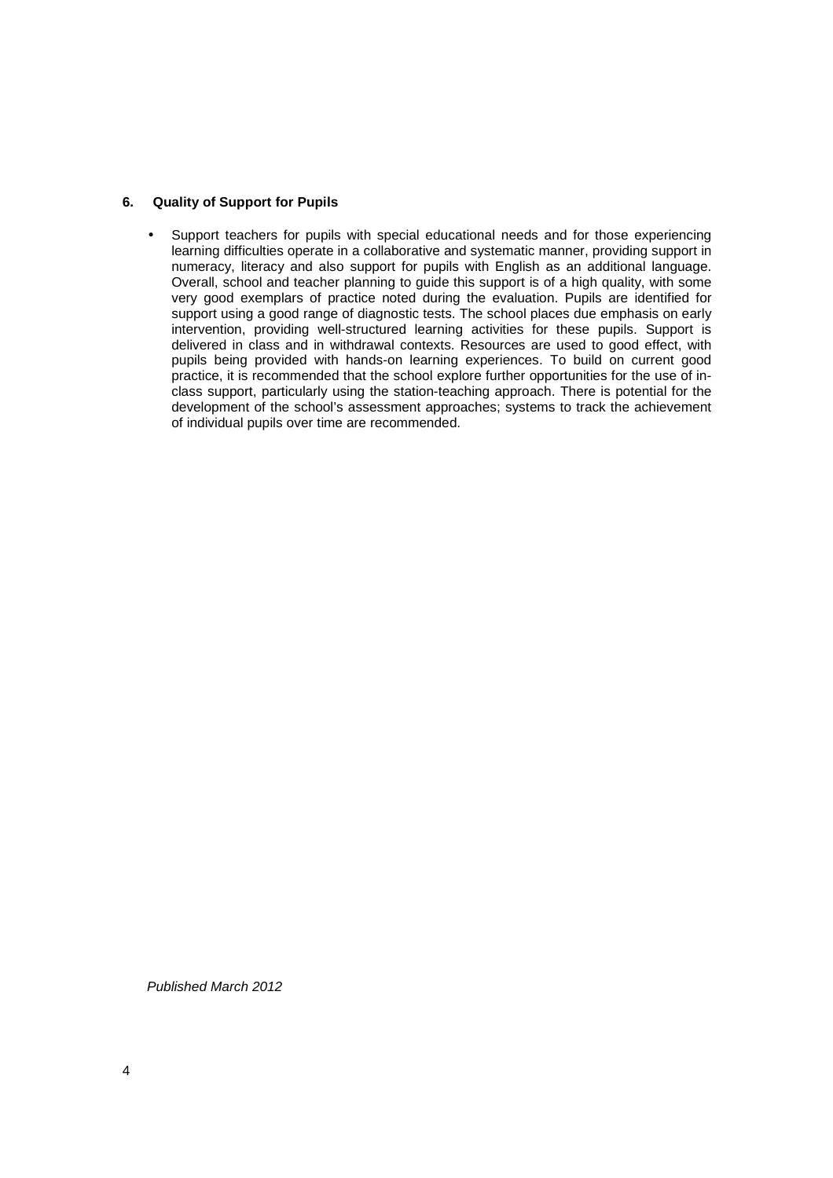## 6. Quality of Support for Pupils

- Support teachers for pupils with special educational needs and for those experiencing learning difficulties operate in a collaborative and systematic manner, providing support in numeracy, literacy and also support for pupils with English as an additional language. Overall, school and teacher planning to guide this support is of a high quality, with some very good exemplars of practice noted during the evaluation. Pupils are identified for support using a good range of diagnostic tests. The school places due emphasis on early intervention, providing well-structured learning activities for these pupils. Support is delivered in class and in withdrawal contexts. Resources are used to good effect, with pupils being provided with hands-on learning experiences. To build on current good practice, it is recommended that the school explore further opportunities for the use of in-class support, particularly using the station-teaching approach. There is potential for the development of the school's assessment approaches; systems to track the achievement of individual pupils over time are recommended.

*Published March 2012*